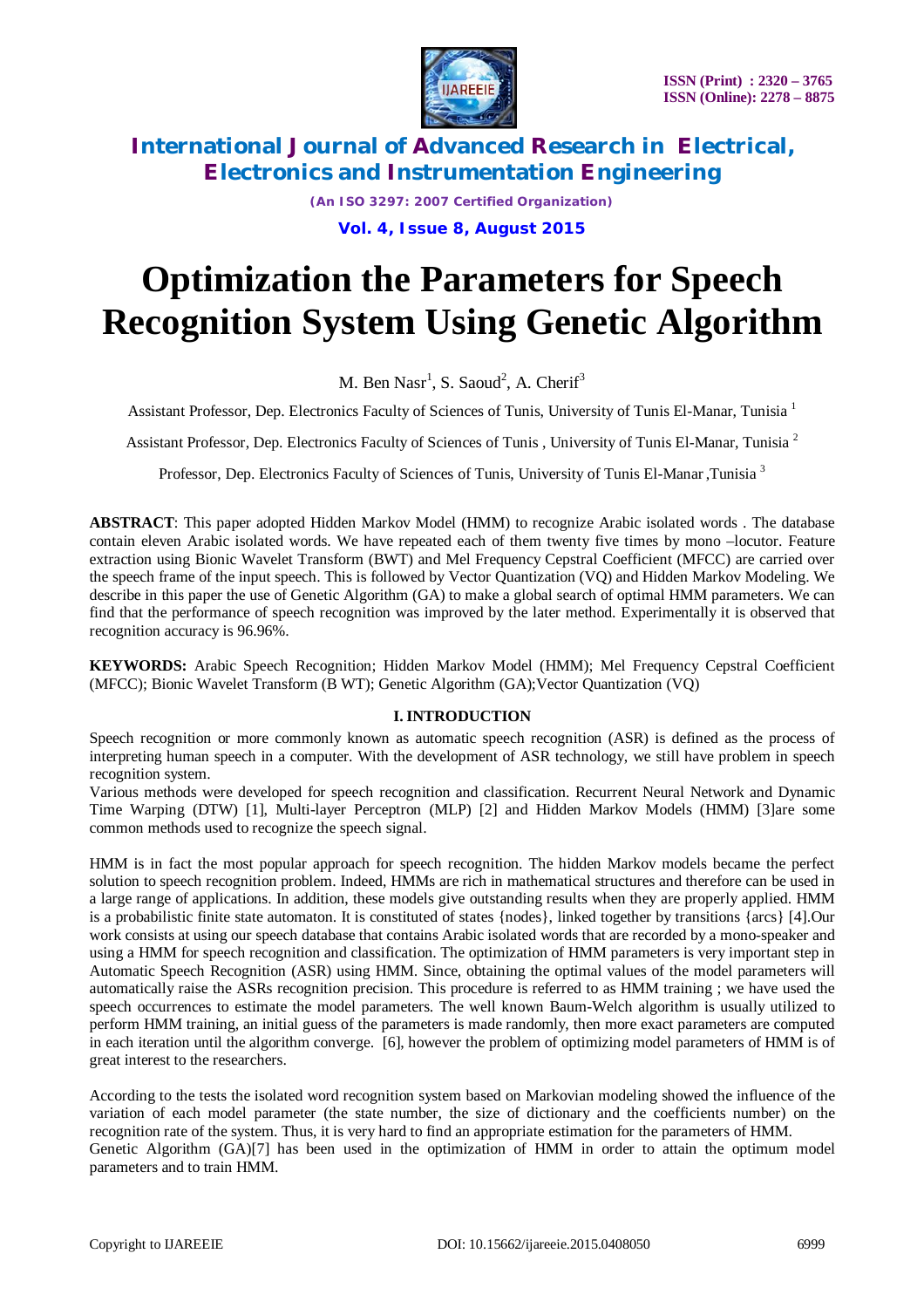# Optimization the Parameters for Speech Recognition System Using Genetic Algorithm

M. Ben Nasr[1], S. Saoud[2], A. Cherif[3]

Assistant Professor, Dep. Electronics Faculty of Sciences of Tunis, University of Tunis El-Manar, Tunisia [1]

Assistant Professor, Dep. Electronics Faculty of Sciences of Tunis , University of Tunis El-Manar, Tunisia [2]

Professor, Dep. Electronics Faculty of Sciences of Tunis, University of Tunis El-Manar ,Tunisia [3]

**ABSTRACT**: This paper adopted Hidden Markov Model (HMM) to recognize Arabic isolated words . The database contain eleven Arabic isolated words. We have repeated each of them twenty five times by mono –locutor. Feature extraction using Bionic Wavelet Transform (BWT) and Mel Frequency Cepstral Coefficient (MFCC) are carried over the speech frame of the input speech. This is followed by Vector Quantization (VQ) and Hidden Markov Modeling. We describe in this paper the use of Genetic Algorithm (GA) to make a global search of optimal HMM parameters. We can find that the performance of speech recognition was improved by the later method. Experimentally it is observed that recognition accuracy is 96.96%.

**KEYWORDS:** Arabic Speech Recognition; Hidden Markov Model (HMM); Mel Frequency Cepstral Coefficient (MFCC); Bionic Wavelet Transform (B WT); Genetic Algorithm (GA);Vector Quantization (VQ)

## I. INTRODUCTION

Speech recognition or more commonly known as automatic speech recognition (ASR) is defined as the process of interpreting human speech in a computer. With the development of ASR technology, we still have problem in speech recognition system.

Various methods were developed for speech recognition and classification. Recurrent Neural Network and Dynamic Time Warping (DTW) [1], Multi-layer Perceptron (MLP) [2] and Hidden Markov Models (HMM) [3]are some common methods used to recognize the speech signal.

HMM is in fact the most popular approach for speech recognition. The hidden Markov models became the perfect solution to speech recognition problem. Indeed, HMMs are rich in mathematical structures and therefore can be used in a large range of applications. In addition, these models give outstanding results when they are properly applied. HMM is a probabilistic finite state automaton. It is constituted of states {nodes}, linked together by transitions {arcs} [4].Our work consists at using our speech database that contains Arabic isolated words that are recorded by a mono-speaker and using a HMM for speech recognition and classification. The optimization of HMM parameters is very important step in Automatic Speech Recognition (ASR) using HMM. Since, obtaining the optimal values of the model parameters will automatically raise the ASRs recognition precision. This procedure is referred to as HMM training ; we have used the speech occurrences to estimate the model parameters. The well known Baum-Welch algorithm is usually utilized to perform HMM training, an initial guess of the parameters is made randomly, then more exact parameters are computed in each iteration until the algorithm converge. [6], however the problem of optimizing model parameters of HMM is of great interest to the researchers.

According to the tests the isolated word recognition system based on Markovian modeling showed the influence of the variation of each model parameter (the state number, the size of dictionary and the coefficients number) on the recognition rate of the system. Thus, it is very hard to find an appropriate estimation for the parameters of HMM.

Genetic Algorithm (GA)[7] has been used in the optimization of HMM in order to attain the optimum model parameters and to train HMM.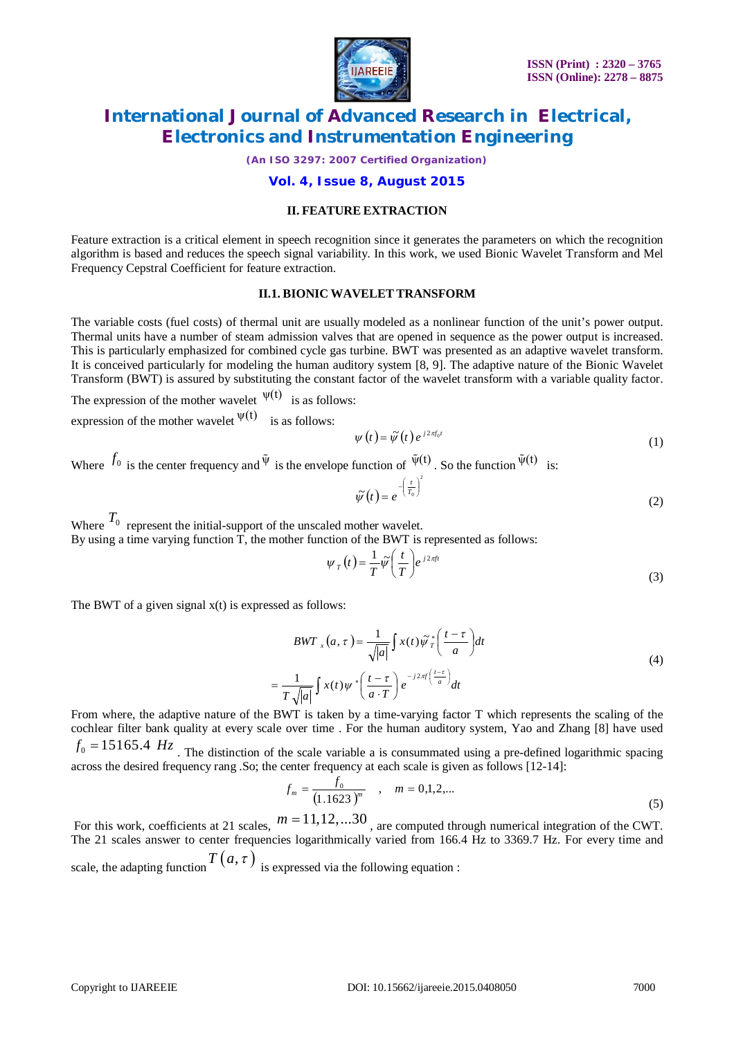## II. FEATURE EXTRACTION

Feature extraction is a critical element in speech recognition since it generates the parameters on which the recognition algorithm is based and reduces the speech signal variability. In this work, we used Bionic Wavelet Transform and Mel Frequency Cepstral Coefficient for feature extraction.

### II.1. BIONIC WAVELET TRANSFORM

The variable costs (fuel costs) of thermal unit are usually modeled as a nonlinear function of the unit's power output. Thermal units have a number of steam admission valves that are opened in sequence as the power output is increased. This is particularly emphasized for combined cycle gas turbine. BWT was presented as an adaptive wavelet transform. It is conceived particularly for modeling the human auditory system [8, 9]. The adaptive nature of the Bionic Wavelet Transform (BWT) is assured by substituting the constant factor of the wavelet transform with a variable quality factor.

The expression of the mother wavelet $\psi(t)$ is as follows:

expression of the mother wavelet $\psi(t)$ is as follows:

$$\psi(t) = \tilde{\psi}(t)\, e^{j2\pi f_0 t} \tag{1}$$

Where $f_0$ is the center frequency and $\tilde{\psi}$ is the envelope function of $\tilde{\psi}(t)$. So the function $\tilde{\psi}(t)$ is:

$$\tilde{\psi}(t) = e^{-\left(\frac{t}{T_0}\right)^2} \tag{2}$$

Where $T_0$ represent the initial-support of the unscaled mother wavelet.

By using a time varying function T, the mother function of the BWT is represented as follows:

$$\psi_T(t) = \frac{1}{T}\tilde{\psi}\left(\frac{t}{T}\right) e^{j2\pi f t} \tag{3}$$

The BWT of a given signal x(t) is expressed as follows:

$$\begin{aligned} BWT_x(a,\tau) &= \frac{1}{\sqrt{|a|}} \int x(t)\, \tilde{\psi}_T^*\left(\frac{t-\tau}{a}\right) dt \\ &= \frac{1}{T\sqrt{|a|}} \int x(t)\, \psi^*\left(\frac{t-\tau}{a \cdot T}\right) e^{-j2\pi f\left(\frac{t-\tau}{a}\right)} dt \end{aligned} \tag{4}$$

From where, the adaptive nature of the BWT is taken by a time-varying factor T which represents the scaling of the cochlear filter bank quality at every scale over time . For the human auditory system, Yao and Zhang [8] have used $f_0 = 15165.4\ Hz$. The distinction of the scale variable a is consummated using a pre-defined logarithmic spacing across the desired frequency rang .So; the center frequency at each scale is given as follows [12-14]:

$$f_m = \frac{f_0}{(1.1623)^m}, \quad m = 0,1,2,... \tag{5}$$

For this work, coefficients at 21 scales, $m = 11,12,...30$, are computed through numerical integration of the CWT. The 21 scales answer to center frequencies logarithmically varied from 166.4 Hz to 3369.7 Hz. For every time and scale, the adapting function $T(a,\tau)$ is expressed via the following equation :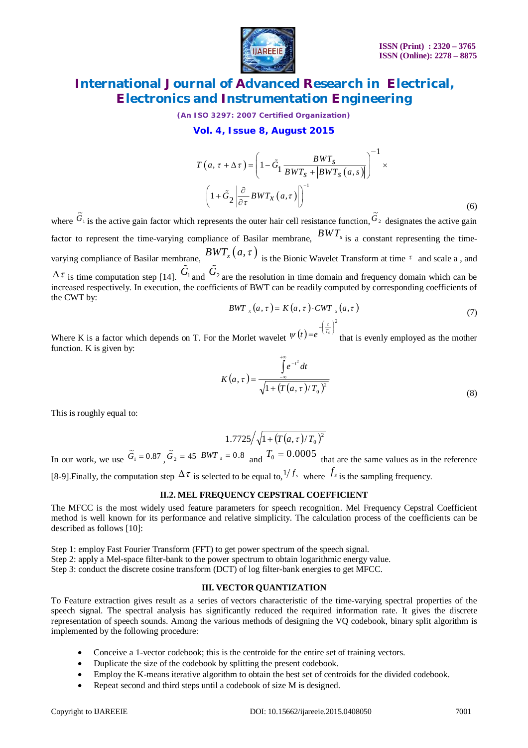$$T\left(a,\tau+\Delta\tau\right)=\left(1-\tilde{G}_1\frac{BWT_S}{BWT_S+\left|BWT_S\left(a,s\right)\right|}\right)^{-1}\times\left(1+\tilde{G}_2\left|\frac{\partial}{\partial\tau}BWT_X\left(a,\tau\right)\right|\right)^{-1} \quad (6)$$

where $\tilde{G}_1$ is the active gain factor which represents the outer hair cell resistance function, $\tilde{G}_2$ designates the active gain factor to represent the time-varying compliance of Basilar membrane, $BWT_s$ is a constant representing the time-varying compliance of Basilar membrane, $BWT_x\left(a,\tau\right)$ is the Bionic Wavelet Transform at time $\tau$ and scale a , and $\Delta\tau$ is time computation step [14]. $\tilde{G}_1$ and $\tilde{G}_2$ are the resolution in time domain and frequency domain which can be increased respectively. In execution, the coefficients of BWT can be readily computed by corresponding coefficients of the CWT by:

$$BWT_x\left(a,\tau\right)=K\left(a,\tau\right)\cdot CWT_x\left(a,\tau\right) \quad (7)$$

Where K is a factor which depends on T. For the Morlet wavelet $\psi\left(t\right)=e^{-\left(\frac{t}{T_0}\right)^2}$ that is evenly employed as the mother function. K is given by:

$$K\left(a,\tau\right)=\frac{\int_{-\infty}^{+\infty}e^{-t^2}dt}{\sqrt{1+\left(T\left(a,\tau\right)/T_0\right)^2}} \quad (8)$$

This is roughly equal to:

$$1.7725\Big/\sqrt{1+\left(T\left(a,\tau\right)/T_0\right)^2}$$

In our work, we use $\tilde{G}_1=0.87$ ,$\tilde{G}_2=45$ $BWT_s=0.8$ and $T_0=0.0005$ that are the same values as in the reference [8-9].Finally, the computation step $\Delta\tau$ is selected to be equal to,$1/f_s$ where $f_s$ is the sampling frequency.

### II.2. MEL FREQUENCY CEPSTRAL COEFFICIENT

The MFCC is the most widely used feature parameters for speech recognition. Mel Frequency Cepstral Coefficient method is well known for its performance and relative simplicity. The calculation process of the coefficients can be described as follows [10]:

Step 1: employ Fast Fourier Transform (FFT) to get power spectrum of the speech signal.
Step 2: apply a Mel-space filter-bank to the power spectrum to obtain logarithmic energy value.
Step 3: conduct the discrete cosine transform (DCT) of log filter-bank energies to get MFCC.

## III. VECTOR QUANTIZATION

To Feature extraction gives result as a series of vectors characteristic of the time-varying spectral properties of the speech signal. The spectral analysis has significantly reduced the required information rate. It gives the discrete representation of speech sounds. Among the various methods of designing the VQ codebook, binary split algorithm is implemented by the following procedure:

- Conceive a 1-vector codebook; this is the centroïde for the entire set of training vectors.
- Duplicate the size of the codebook by splitting the present codebook.
- Employ the K-means iterative algorithm to obtain the best set of centroids for the divided codebook.
- Repeat second and third steps until a codebook of size M is designed.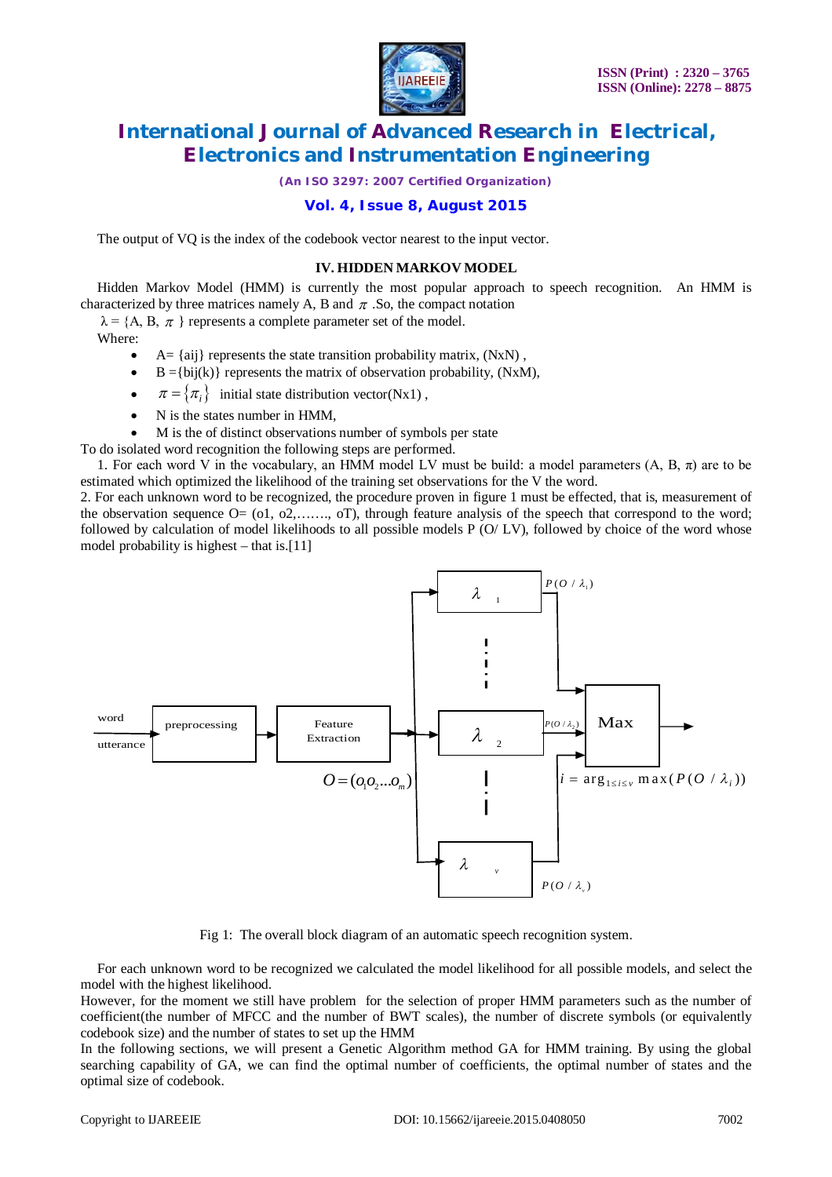The output of VQ is the index of the codebook vector nearest to the input vector.

### IV. HIDDEN MARKOV MODEL

Hidden Markov Model (HMM) is currently the most popular approach to speech recognition. An HMM is characterized by three matrices namely A, B and $\pi$ .So, the compact notation

$\lambda = \{A, B, \pi\}$ represents a complete parameter set of the model.

Where:

- A= {aij} represents the state transition probability matrix, (NxN) ,
- B ={bij(k)} represents the matrix of observation probability, (NxM),
- $\pi = \{\pi_i\}$ initial state distribution vector(Nx1) ,
- N is the states number in HMM,
- M is the of distinct observations number of symbols per state

To do isolated word recognition the following steps are performed.

1. For each word V in the vocabulary, an HMM model LV must be build: a model parameters (A, B, $\pi$) are to be estimated which optimized the likelihood of the training set observations for the V the word.

2. For each unknown word to be recognized, the procedure proven in figure 1 must be effected, that is, measurement of the observation sequence O= (o1, o2,……., oT), through feature analysis of the speech that correspond to the word; followed by calculation of model likelihoods to all possible models P (O/ LV), followed by choice of the word whose model probability is highest – that is.[11]

Fig 1: The overall block diagram of an automatic speech recognition system.

For each unknown word to be recognized we calculated the model likelihood for all possible models, and select the model with the highest likelihood.

However, for the moment we still have problem for the selection of proper HMM parameters such as the number of coefficient(the number of MFCC and the number of BWT scales), the number of discrete symbols (or equivalently codebook size) and the number of states to set up the HMM

In the following sections, we will present a Genetic Algorithm method GA for HMM training. By using the global searching capability of GA, we can find the optimal number of coefficients, the optimal number of states and the optimal size of codebook.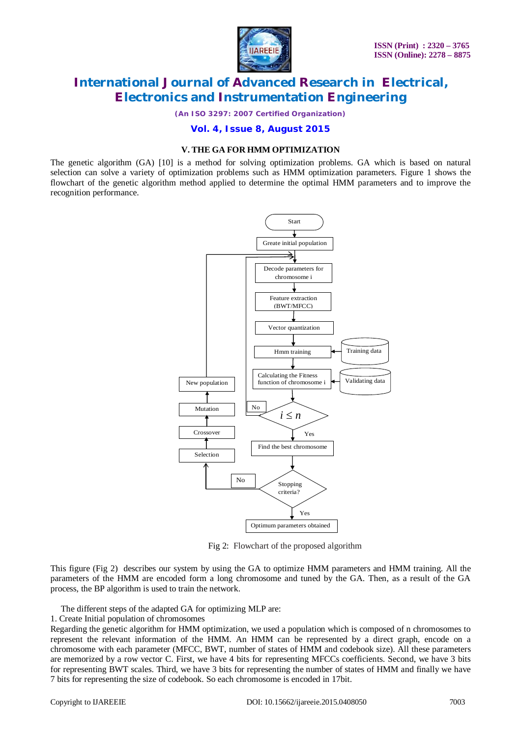### V. THE GA FOR HMM OPTIMIZATION

The genetic algorithm (GA) [10] is a method for solving optimization problems. GA which is based on natural selection can solve a variety of optimization problems such as HMM optimization parameters. Figure 1 shows the flowchart of the genetic algorithm method applied to determine the optimal HMM parameters and to improve the recognition performance.

Fig 2: Flowchart of the proposed algorithm

This figure (Fig 2) describes our system by using the GA to optimize HMM parameters and HMM training. All the parameters of the HMM are encoded form a long chromosome and tuned by the GA. Then, as a result of the GA process, the BP algorithm is used to train the network.

The different steps of the adapted GA for optimizing MLP are:

1. Create Initial population of chromosomes

Regarding the genetic algorithm for HMM optimization, we used a population which is composed of n chromosomes to represent the relevant information of the HMM. An HMM can be represented by a direct graph, encode on a chromosome with each parameter (MFCC, BWT, number of states of HMM and codebook size). All these parameters are memorized by a row vector C. First, we have 4 bits for representing MFCCs coefficients. Second, we have 3 bits for representing BWT scales. Third, we have 3 bits for representing the number of states of HMM and finally we have 7 bits for representing the size of codebook. So each chromosome is encoded in 17bit.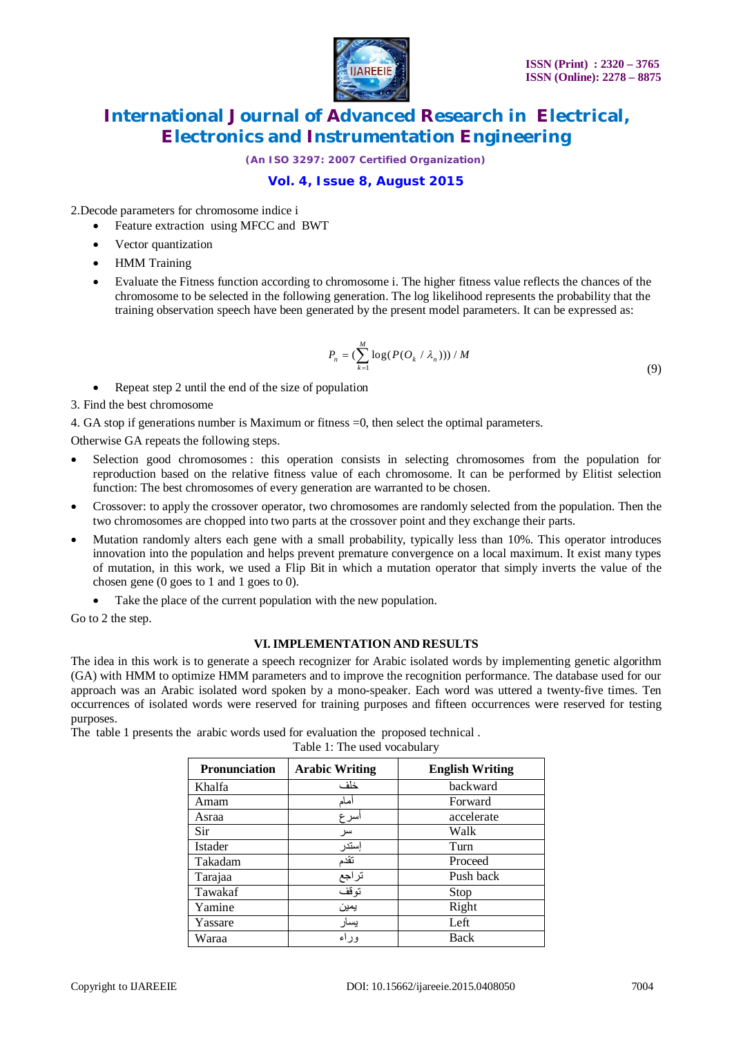2.Decode parameters for chromosome indice i

- Feature extraction using MFCC and BWT
- Vector quantization
- HMM Training
- Evaluate the Fitness function according to chromosome i. The higher fitness value reflects the chances of the chromosome to be selected in the following generation. The log likelihood represents the probability that the training observation speech have been generated by the present model parameters. It can be expressed as:

$$P_n = \left(\sum_{k=1}^{M} \log(P(O_k / \lambda_n))\right) / M \tag{9}$$

- Repeat step 2 until the end of the size of population

3. Find the best chromosome

4. GA stop if generations number is Maximum or fitness =0, then select the optimal parameters.

Otherwise GA repeats the following steps.

- Selection good chromosomes : this operation consists in selecting chromosomes from the population for reproduction based on the relative fitness value of each chromosome. It can be performed by Elitist selection function: The best chromosomes of every generation are warranted to be chosen.
- Crossover: to apply the crossover operator, two chromosomes are randomly selected from the population. Then the two chromosomes are chopped into two parts at the crossover point and they exchange their parts.
- Mutation randomly alters each gene with a small probability, typically less than 10%. This operator introduces innovation into the population and helps prevent premature convergence on a local maximum. It exist many types of mutation, in this work, we used a Flip Bit in which a mutation operator that simply inverts the value of the chosen gene (0 goes to 1 and 1 goes to 0).
  - Take the place of the current population with the new population.

Go to 2 the step.

## VI. IMPLEMENTATION AND RESULTS

The idea in this work is to generate a speech recognizer for Arabic isolated words by implementing genetic algorithm (GA) with HMM to optimize HMM parameters and to improve the recognition performance. The database used for our approach was an Arabic isolated word spoken by a mono-speaker. Each word was uttered a twenty-five times. Ten occurrences of isolated words were reserved for training purposes and fifteen occurrences were reserved for testing purposes.

The table 1 presents the arabic words used for evaluation the proposed technical .

Table 1: The used vocabulary

| Pronunciation | Arabic Writing | English Writing |
|---|---|---|
| Khalfa | خلف | backward |
| Amam | أمام | Forward |
| Asraa | أسرع | accelerate |
| Sir | سر | Walk |
| Istader | إستدر | Turn |
| Takadam | تقدم | Proceed |
| Tarajaa | تراجع | Push back |
| Tawakaf | توقف | Stop |
| Yamine | يمين | Right |
| Yassare | يسار | Left |
| Waraa | وراء | Back |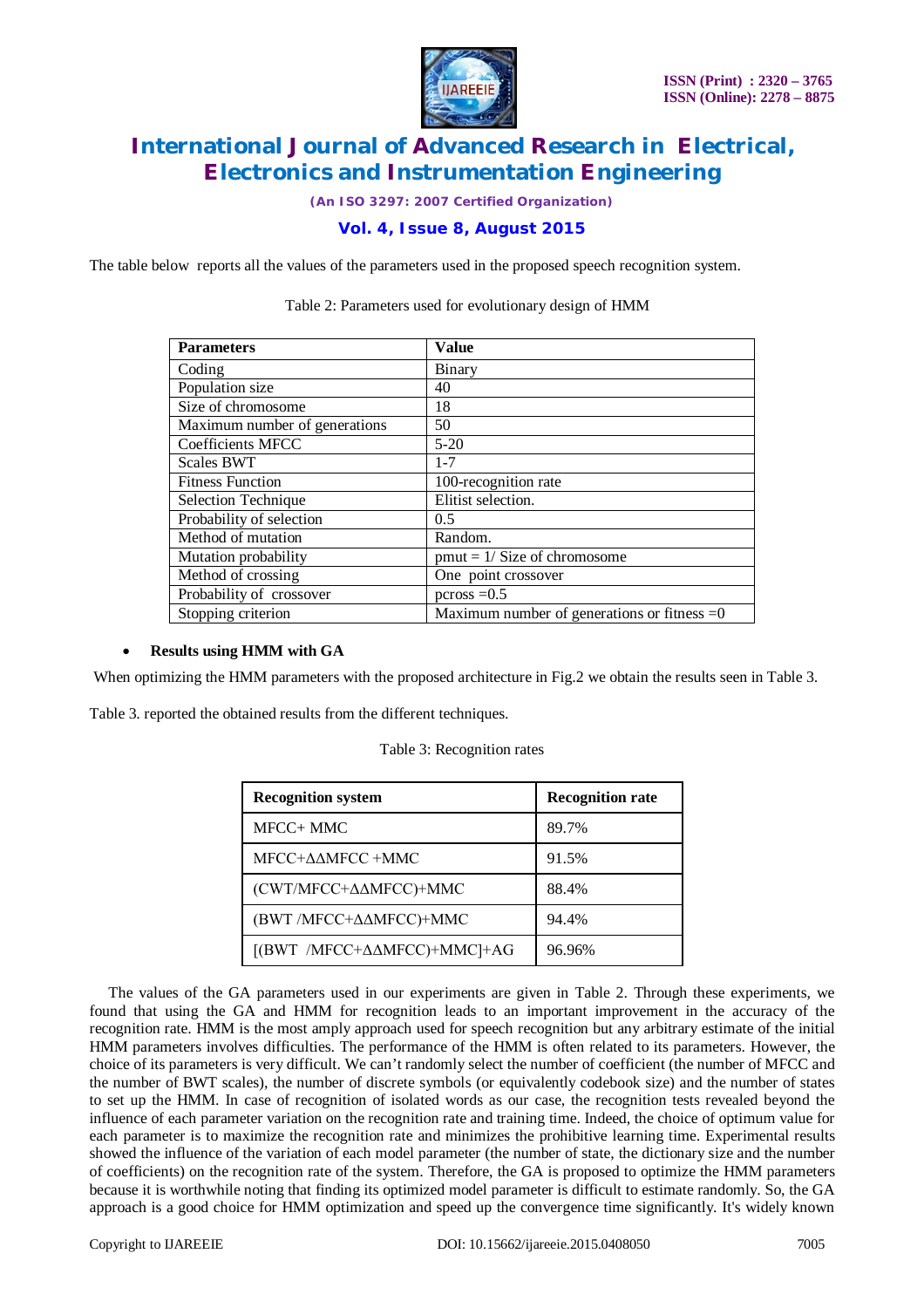The table below reports all the values of the parameters used in the proposed speech recognition system.

Table 2: Parameters used for evolutionary design of HMM

| Parameters | Value |
|---|---|
| Coding | Binary |
| Population size | 40 |
| Size of chromosome | 18 |
| Maximum number of generations | 50 |
| Coefficients MFCC | 5-20 |
| Scales BWT | 1-7 |
| Fitness Function | 100-recognition rate |
| Selection Technique | Elitist selection. |
| Probability of selection | 0.5 |
| Method of mutation | Random. |
| Mutation probability | pmut = 1/ Size of chromosome |
| Method of crossing | One point crossover |
| Probability of crossover | pcross =0.5 |
| Stopping criterion | Maximum number of generations or fitness =0 |

- **Results using HMM with GA**

When optimizing the HMM parameters with the proposed architecture in Fig.2 we obtain the results seen in Table 3.

Table 3. reported the obtained results from the different techniques.

Table 3: Recognition rates

| Recognition system | Recognition rate |
|---|---|
| MFCC+ MMC | 89.7% |
| MFCC+ΔΔMFCC +MMC | 91.5% |
| (CWT/MFCC+ΔΔMFCC)+MMC | 88.4% |
| (BWT /MFCC+ΔΔMFCC)+MMC | 94.4% |
| [(BWT /MFCC+ΔΔMFCC)+MMC]+AG | 96.96% |

The values of the GA parameters used in our experiments are given in Table 2. Through these experiments, we found that using the GA and HMM for recognition leads to an important improvement in the accuracy of the recognition rate. HMM is the most amply approach used for speech recognition but any arbitrary estimate of the initial HMM parameters involves difficulties. The performance of the HMM is often related to its parameters. However, the choice of its parameters is very difficult. We can't randomly select the number of coefficient (the number of MFCC and the number of BWT scales), the number of discrete symbols (or equivalently codebook size) and the number of states to set up the HMM. In case of recognition of isolated words as our case, the recognition tests revealed beyond the influence of each parameter variation on the recognition rate and training time. Indeed, the choice of optimum value for each parameter is to maximize the recognition rate and minimizes the prohibitive learning time. Experimental results showed the influence of the variation of each model parameter (the number of state, the dictionary size and the number of coefficients) on the recognition rate of the system. Therefore, the GA is proposed to optimize the HMM parameters because it is worthwhile noting that finding its optimized model parameter is difficult to estimate randomly. So, the GA approach is a good choice for HMM optimization and speed up the convergence time significantly. It's widely known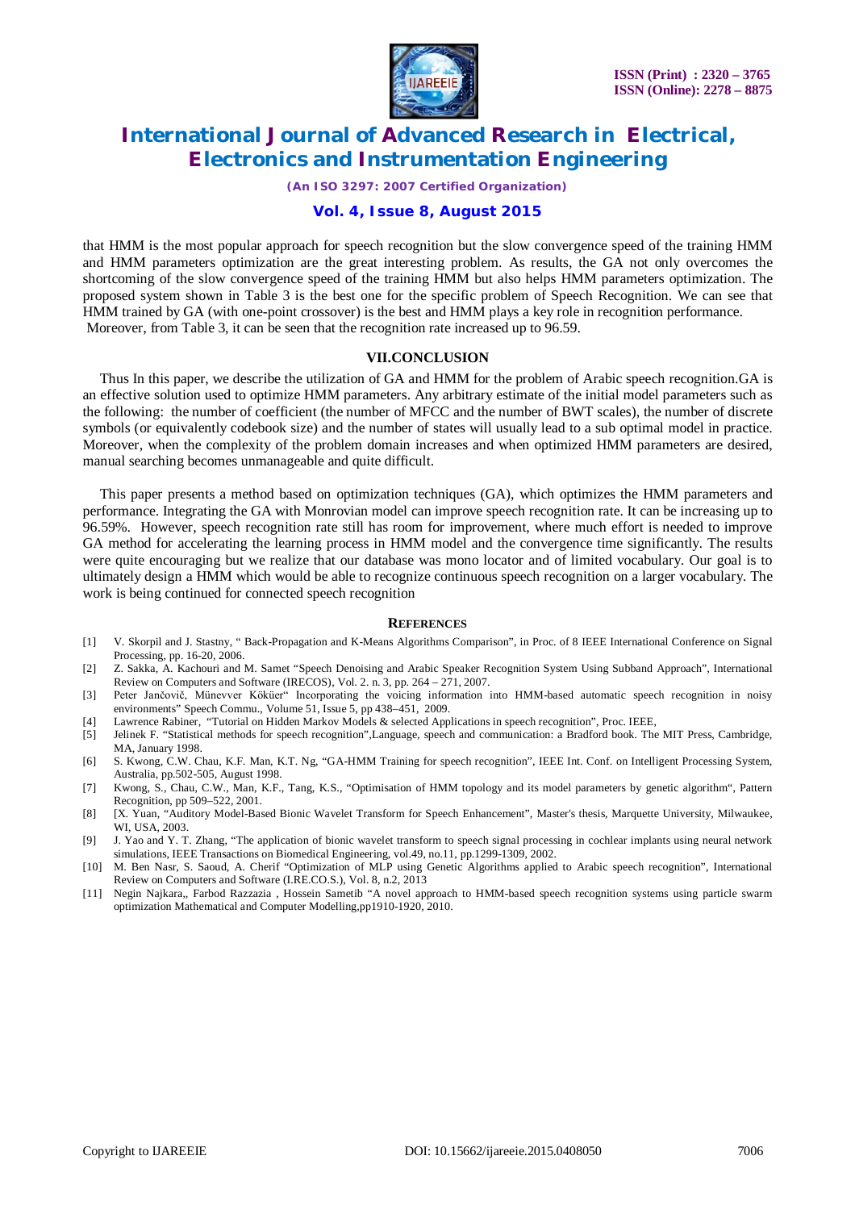that HMM is the most popular approach for speech recognition but the slow convergence speed of the training HMM and HMM parameters optimization are the great interesting problem. As results, the GA not only overcomes the shortcoming of the slow convergence speed of the training HMM but also helps HMM parameters optimization. The proposed system shown in Table 3 is the best one for the specific problem of Speech Recognition. We can see that HMM trained by GA (with one-point crossover) is the best and HMM plays a key role in recognition performance. Moreover, from Table 3, it can be seen that the recognition rate increased up to 96.59.

## VII.CONCLUSION

Thus In this paper, we describe the utilization of GA and HMM for the problem of Arabic speech recognition.GA is an effective solution used to optimize HMM parameters. Any arbitrary estimate of the initial model parameters such as the following: the number of coefficient (the number of MFCC and the number of BWT scales), the number of discrete symbols (or equivalently codebook size) and the number of states will usually lead to a sub optimal model in practice. Moreover, when the complexity of the problem domain increases and when optimized HMM parameters are desired, manual searching becomes unmanageable and quite difficult.

This paper presents a method based on optimization techniques (GA), which optimizes the HMM parameters and performance. Integrating the GA with Monrovian model can improve speech recognition rate. It can be increasing up to 96.59%. However, speech recognition rate still has room for improvement, where much effort is needed to improve GA method for accelerating the learning process in HMM model and the convergence time significantly. The results were quite encouraging but we realize that our database was mono locator and of limited vocabulary. Our goal is to ultimately design a HMM which would be able to recognize continuous speech recognition on a larger vocabulary. The work is being continued for connected speech recognition

## REFERENCES

[1] V. Skorpil and J. Stastny, " Back-Propagation and K-Means Algorithms Comparison", in Proc. of 8 IEEE International Conference on Signal Processing, pp. 16-20, 2006.

[2] Z. Sakka, A. Kachouri and M. Samet "Speech Denoising and Arabic Speaker Recognition System Using Subband Approach", International Review on Computers and Software (IRECOS), Vol. 2. n. 3, pp. 264 – 271, 2007.

[3] Peter Jančovič, Münevver Köküer" Incorporating the voicing information into HMM-based automatic speech recognition in noisy environments" Speech Commu., Volume 51, Issue 5, pp 438–451, 2009.

[4] Lawrence Rabiner, "Tutorial on Hidden Markov Models & selected Applications in speech recognition", Proc. IEEE,

[5] Jelinek F. "Statistical methods for speech recognition",Language, speech and communication: a Bradford book. The MIT Press, Cambridge, MA, January 1998.

[6] S. Kwong, C.W. Chau, K.F. Man, K.T. Ng, "GA-HMM Training for speech recognition", IEEE Int. Conf. on Intelligent Processing System, Australia, pp.502-505, August 1998.

[7] Kwong, S., Chau, C.W., Man, K.F., Tang, K.S., "Optimisation of HMM topology and its model parameters by genetic algorithm", Pattern Recognition, pp 509–522, 2001.

[8] [X. Yuan, "Auditory Model-Based Bionic Wavelet Transform for Speech Enhancement", Master's thesis, Marquette University, Milwaukee, WI, USA, 2003.

[9] J. Yao and Y. T. Zhang, "The application of bionic wavelet transform to speech signal processing in cochlear implants using neural network simulations, IEEE Transactions on Biomedical Engineering, vol.49, no.11, pp.1299-1309, 2002.

[10] M. Ben Nasr, S. Saoud, A. Cherif "Optimization of MLP using Genetic Algorithms applied to Arabic speech recognition", International Review on Computers and Software (I.RE.CO.S.), Vol. 8, n.2, 2013

[11] Negin Najkara,, Farbod Razzazia , Hossein Sametib "A novel approach to HMM-based speech recognition systems using particle swarm optimization Mathematical and Computer Modelling,pp1910-1920, 2010.